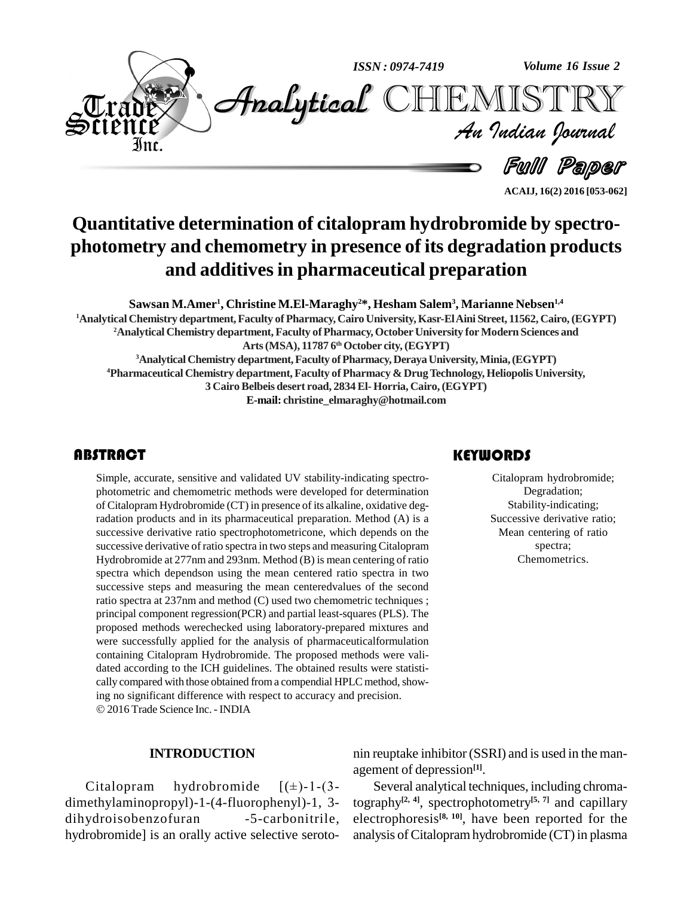# Quantitative determination of citalopram hydrobromide by spectrophotometry and chemometry in presence of its degradation products and additives in pharmaceutical preparation

**Sawsan M.Amer[1], Christine M.El-Maraghy[2]*, Hesham Salem[3], Marianne Nebsen[1,4]**

[1]Analytical Chemistry department, Faculty of Pharmacy, Cairo University, Kasr-El Aini Street, 11562, Cairo, (EGYPT)

[2]Analytical Chemistry department, Faculty of Pharmacy, October University for Modern Sciences and Arts (MSA), 11787 6th October city, (EGYPT)

[3]Analytical Chemistry department, Faculty of Pharmacy, Deraya University, Minia, (EGYPT)

[4]Pharmaceutical Chemistry department, Faculty of Pharmacy & Drug Technology, Heliopolis University, 3 Cairo Belbeis desert road, 2834 El- Horria, Cairo, (EGYPT)

**E-mail: christine_elmaraghy@hotmail.com**

## ABSTRACT

Simple, accurate, sensitive and validated UV stability-indicating spectrophotometric and chemometric methods were developed for determination of Citalopram Hydrobromide (CT) in presence of its alkaline, oxidative degradation products and in its pharmaceutical preparation. Method (A) is a successive derivative ratio spectrophotometricone, which depends on the successive derivative of ratio spectra in two steps and measuring Citalopram Hydrobromide at 277nm and 293nm. Method (B) is mean centering of ratio spectra which dependson using the mean centered ratio spectra in two successive steps and measuring the mean centeredvalues of the second ratio spectra at 237nm and method (C) used two chemometric techniques ; principal component regression(PCR) and partial least-squares (PLS). The proposed methods werechecked using laboratory-prepared mixtures and were successfully applied for the analysis of pharmaceuticalformulation containing Citalopram Hydrobromide. The proposed methods were validated according to the ICH guidelines. The obtained results were statistically compared with those obtained from a compendial HPLC method, showing no significant difference with respect to accuracy and precision.

© 2016 Trade Science Inc. - INDIA

## KEYWORDS

Citalopram hydrobromide;
Degradation;
Stability-indicating;
Successive derivative ratio;
Mean centering of ratio spectra;
Chemometrics.

## INTRODUCTION

Citalopram hydrobromide [(±)-1-(3-dimethylaminopropyl)-1-(4-fluorophenyl)-1, 3-dihydroisobenzofuran -5-carbonitrile, hydrobromide] is an orally active selective serotonin reuptake inhibitor (SSRI) and is used in the management of depression[1].

Several analytical techniques, including chromatography[2, 4], spectrophotometry[5, 7] and capillary electrophoresis[8, 10], have been reported for the analysis of Citalopram hydrobromide (CT) in plasma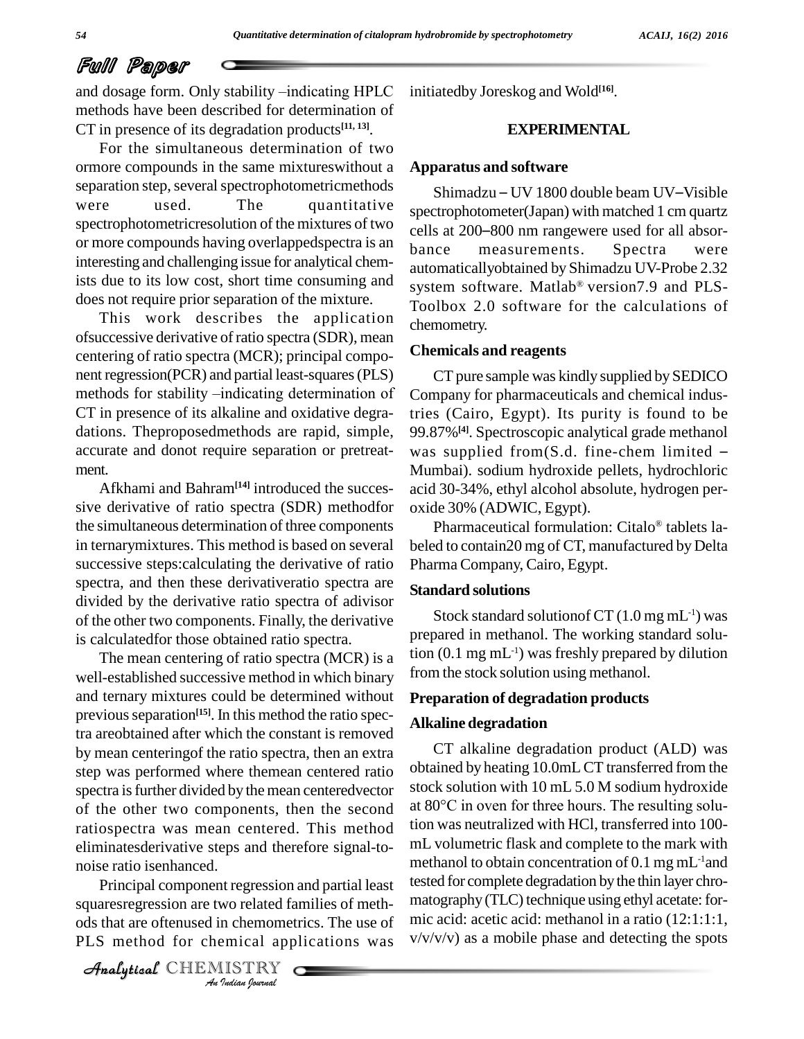and dosage form. Only stability –indicating HPLC methods have been described for determination of CT in presence of its degradation products[11, 13].

For the simultaneous determination of two ormore compounds in the same mixtureswithout a separation step, several spectrophotometricmethods were used. The quantitative spectrophotometricresolution of the mixtures of two or more compounds having overlappedspectra is an interesting and challenging issue for analytical chemists due to its low cost, short time consuming and does not require prior separation of the mixture.

This work describes the application ofsuccessive derivative of ratio spectra (SDR), mean centering of ratio spectra (MCR); principal component regression(PCR) and partial least-squares (PLS) methods for stability –indicating determination of CT in presence of its alkaline and oxidative degradations. Theproposedmethods are rapid, simple, accurate and donot require separation or pretreatment.

Afkhami and Bahram[14] introduced the successive derivative of ratio spectra (SDR) methodfor the simultaneous determination of three components in ternarymixtures. This method is based on several successive steps:calculating the derivative of ratio spectra, and then these derivativeratio spectra are divided by the derivative ratio spectra of adivisor of the other two components. Finally, the derivative is calculatedfor those obtained ratio spectra.

The mean centering of ratio spectra (MCR) is a well-established successive method in which binary and ternary mixtures could be determined without previous separation[15]. In this method the ratio spectra areobtained after which the constant is removed by mean centeringof the ratio spectra, then an extra step was performed where themean centered ratio spectra is further divided by the mean centeredvector of the other two components, then the second ratiospectra was mean centered. This method eliminatesderivative steps and therefore signal-to-noise ratio isenhanced.

Principal component regression and partial least squaresregression are two related families of methods that are oftenused in chemometrics. The use of PLS method for chemical applications was initiatedby Joreskog and Wold[16].

## EXPERIMENTAL

### Apparatus and software

Shimadzu – UV 1800 double beam UV–Visible spectrophotometer(Japan) with matched 1 cm quartz cells at 200–800 nm rangewere used for all absorbance measurements. Spectra were automaticallyobtained by Shimadzu UV-Probe 2.32 system software. Matlab® version7.9 and PLS-Toolbox 2.0 software for the calculations of chemometry.

### Chemicals and reagents

CT pure sample was kindly supplied by SEDICO Company for pharmaceuticals and chemical industries (Cairo, Egypt). Its purity is found to be 99.87%[4]. Spectroscopic analytical grade methanol was supplied from(S.d. fine-chem limited – Mumbai). sodium hydroxide pellets, hydrochloric acid 30-34%, ethyl alcohol absolute, hydrogen peroxide 30% (ADWIC, Egypt).

Pharmaceutical formulation: Citalo® tablets labeled to contain20 mg of CT, manufactured by Delta Pharma Company, Cairo, Egypt.

### Standard solutions

Stock standard solutionof CT (1.0 mg mL$^{-1}$) was prepared in methanol. The working standard solution (0.1 mg mL$^{-1}$) was freshly prepared by dilution from the stock solution using methanol.

### Preparation of degradation products

#### Alkaline degradation

CT alkaline degradation product (ALD) was obtained by heating 10.0mL CT transferred from the stock solution with 10 mL 5.0 M sodium hydroxide at 80°C in oven for three hours. The resulting solution was neutralized with HCl, transferred into 100-mL volumetric flask and complete to the mark with methanol to obtain concentration of 0.1 mg mL$^{-1}$and tested for complete degradation by the thin layer chromatography (TLC) technique using ethyl acetate: formic acid: acetic acid: methanol in a ratio (12:1:1:1, v/v/v/v) as a mobile phase and detecting the spots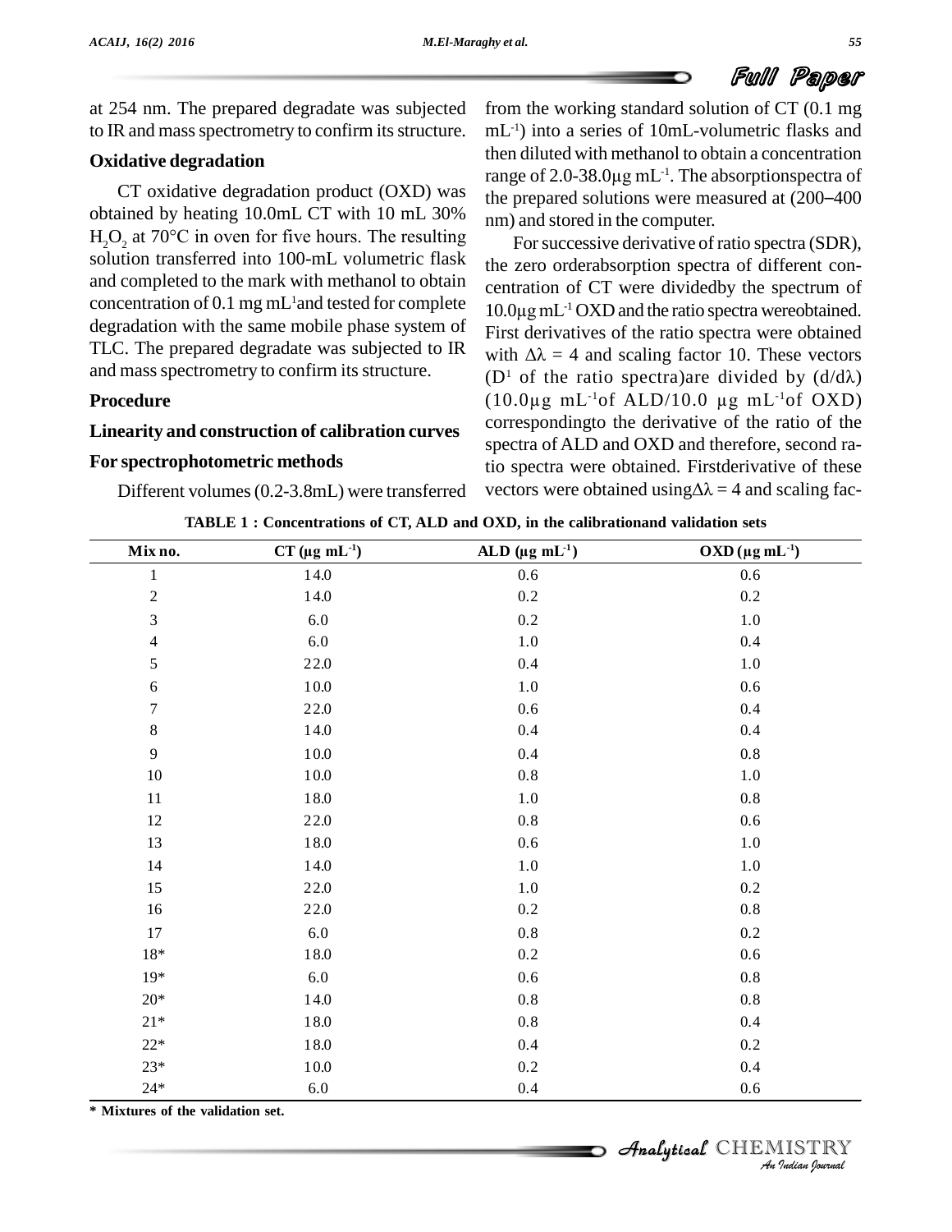at 254 nm. The prepared degradate was subjected to IR and mass spectrometry to confirm its structure.

### Oxidative degradation

CT oxidative degradation product (OXD) was obtained by heating 10.0mL CT with 10 mL 30% $H_2O_2$ at 70°C in oven for five hours. The resulting solution transferred into 100-mL volumetric flask and completed to the mark with methanol to obtain concentration of 0.1 mg mL$^{-1}$ and tested for complete degradation with the same mobile phase system of TLC. The prepared degradate was subjected to IR and mass spectrometry to confirm its structure.

### Procedure

### Linearity and construction of calibration curves

### For spectrophotometric methods

Different volumes (0.2-3.8mL) were transferred from the working standard solution of CT (0.1 mg mL$^{-1}$) into a series of 10mL-volumetric flasks and then diluted with methanol to obtain a concentration range of 2.0-38.0µg mL$^{-1}$. The absorptionspectra of the prepared solutions were measured at (200–400 nm) and stored in the computer.

For successive derivative of ratio spectra (SDR), the zero orderabsorption spectra of different concentration of CT were dividedby the spectrum of 10.0µg mL$^{-1}$ OXD and the ratio spectra wereobtained. First derivatives of the ratio spectra were obtained with $\Delta\lambda = 4$ and scaling factor 10. These vectors ($D^1$ of the ratio spectra)are divided by ($d/d\lambda$) (10.0µg mL$^{-1}$of ALD/10.0 µg mL$^{-1}$of OXD) correspondingto the derivative of the ratio of the spectra of ALD and OXD and therefore, second ratio spectra were obtained. Firstderivative of these vectors were obtained using$\Delta\lambda = 4$ and scaling fac-

**TABLE 1 : Concentrations of CT, ALD and OXD, in the calibrationand validation sets**

| Mix no. | CT (µg mL$^{-1}$) | ALD (µg mL$^{-1}$) | OXD (µg mL$^{-1}$) |
|---|---|---|---|
| 1 | 14.0 | 0.6 | 0.6 |
| 2 | 14.0 | 0.2 | 0.2 |
| 3 | 6.0 | 0.2 | 1.0 |
| 4 | 6.0 | 1.0 | 0.4 |
| 5 | 22.0 | 0.4 | 1.0 |
| 6 | 10.0 | 1.0 | 0.6 |
| 7 | 22.0 | 0.6 | 0.4 |
| 8 | 14.0 | 0.4 | 0.4 |
| 9 | 10.0 | 0.4 | 0.8 |
| 10 | 10.0 | 0.8 | 1.0 |
| 11 | 18.0 | 1.0 | 0.8 |
| 12 | 22.0 | 0.8 | 0.6 |
| 13 | 18.0 | 0.6 | 1.0 |
| 14 | 14.0 | 1.0 | 1.0 |
| 15 | 22.0 | 1.0 | 0.2 |
| 16 | 22.0 | 0.2 | 0.8 |
| 17 | 6.0 | 0.8 | 0.2 |
| 18* | 18.0 | 0.2 | 0.6 |
| 19* | 6.0 | 0.6 | 0.8 |
| 20* | 14.0 | 0.8 | 0.8 |
| 21* | 18.0 | 0.8 | 0.4 |
| 22* | 18.0 | 0.4 | 0.2 |
| 23* | 10.0 | 0.2 | 0.4 |
| 24* | 6.0 | 0.4 | 0.6 |

**\* Mixtures of the validation set.**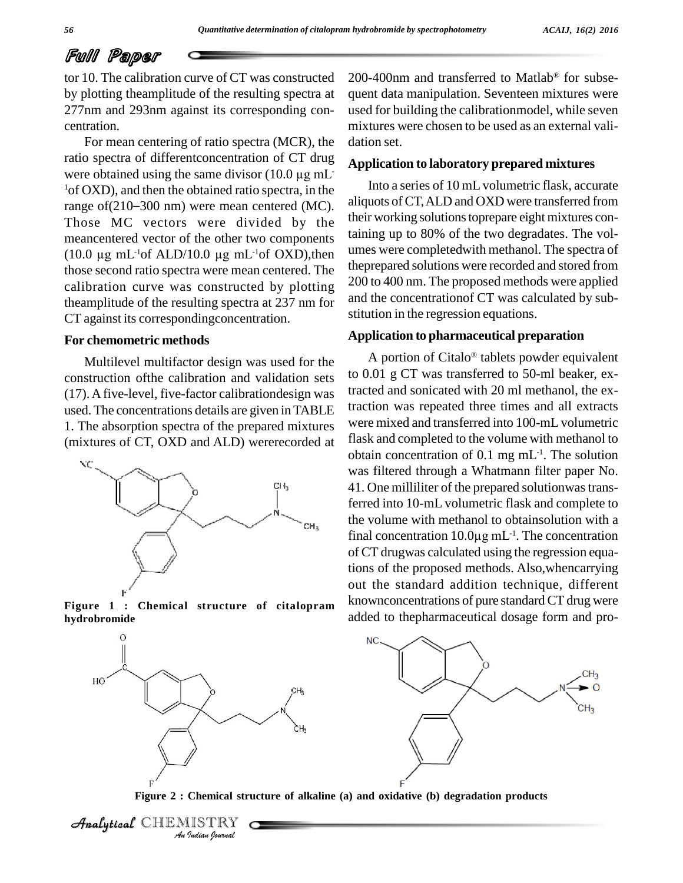tor 10. The calibration curve of CT was constructed by plotting theamplitude of the resulting spectra at 277nm and 293nm against its corresponding concentration.

For mean centering of ratio spectra (MCR), the ratio spectra of differentconcentration of CT drug were obtained using the same divisor (10.0 µg $mL^{-1}$of OXD), and then the obtained ratio spectra, in the range of(210–300 nm) were mean centered (MC). Those MC vectors were divided by the meancentered vector of the other two components (10.0 µg $mL^{-1}$of ALD/10.0 µg $mL^{-1}$of OXD),then those second ratio spectra were mean centered. The calibration curve was constructed by plotting theamplitude of the resulting spectra at 237 nm for CT against its correspondingconcentration.

### For chemometric methods

Multilevel multifactor design was used for the construction ofthe calibration and validation sets (17). A five-level, five-factor calibrationdesign was used. The concentrations details are given in TABLE 1. The absorption spectra of the prepared mixtures (mixtures of CT, OXD and ALD) wererecorded at 200-400nm and transferred to Matlab® for subsequent data manipulation. Seventeen mixtures were used for building the calibrationmodel, while seven mixtures were chosen to be used as an external validation set.

**Figure 1 : Chemical structure of citalopram hydrobromide**

### Application to laboratory prepared mixtures

Into a series of 10 mL volumetric flask, accurate aliquots of CT, ALD and OXD were transferred from their working solutions toprepare eight mixtures containing up to 80% of the two degradates. The volumes were completedwith methanol. The spectra of theprepared solutions were recorded and stored from 200 to 400 nm. The proposed methods were applied and the concentrationof CT was calculated by substitution in the regression equations.

### Application to pharmaceutical preparation

A portion of Citalo® tablets powder equivalent to 0.01 g CT was transferred to 50-ml beaker, extracted and sonicated with 20 ml methanol, the extraction was repeated three times and all extracts were mixed and transferred into 100-mL volumetric flask and completed to the volume with methanol to obtain concentration of 0.1 mg $mL^{-1}$. The solution was filtered through a Whatmann filter paper No. 41. One milliliter of the prepared solutionwas transferred into 10-mL volumetric flask and complete to the volume with methanol to obtainsolution with a final concentration 10.0µg $mL^{-1}$. The concentration of CT drugwas calculated using the regression equations of the proposed methods. Also,whencarrying out the standard addition technique, different knownconcentrations of pure standard CT drug were added to thepharmaceutical dosage form and pro-

**Figure 2 : Chemical structure of alkaline (a) and oxidative (b) degradation products**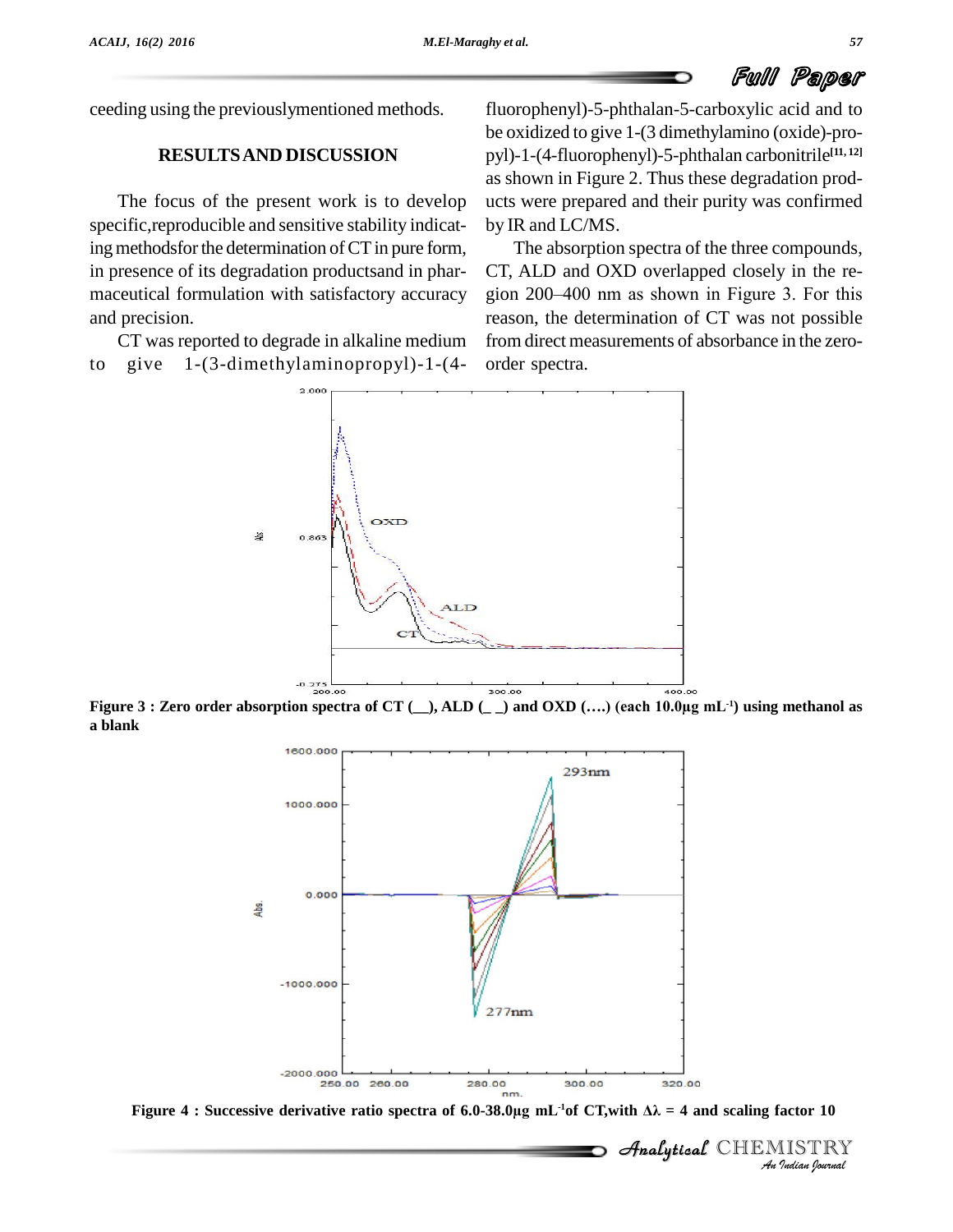ceeding using the previouslymentioned methods.

## RESULTS AND DISCUSSION

The focus of the present work is to develop specific,reproducible and sensitive stability indicating methodsfor the determination of CT in pure form, in presence of its degradation productsand in pharmaceutical formulation with satisfactory accuracy and precision.

CT was reported to degrade in alkaline medium to give 1-(3-dimethylaminopropyl)-1-(4-fluorophenyl)-5-phthalan-5-carboxylic acid and to be oxidized to give 1-(3 dimethylamino (oxide)-propyl)-1-(4-fluorophenyl)-5-phthalan carbonitrile[11, 12] as shown in Figure 2. Thus these degradation products were prepared and their purity was confirmed by IR and LC/MS.

The absorption spectra of the three compounds, CT, ALD and OXD overlapped closely in the region 200–400 nm as shown in Figure 3. For this reason, the determination of CT was not possible from direct measurements of absorbance in the zero-order spectra.

**Figure 3 : Zero order absorption spectra of CT (__), ALD (_ _) and OXD (….) (each 10.0µg mL$^{-1}$) using methanol as a blank**

**Figure 4 : Successive derivative ratio spectra of 6.0-38.0µg mL$^{-1}$of CT,with $\Delta\lambda$ = 4 and scaling factor 10**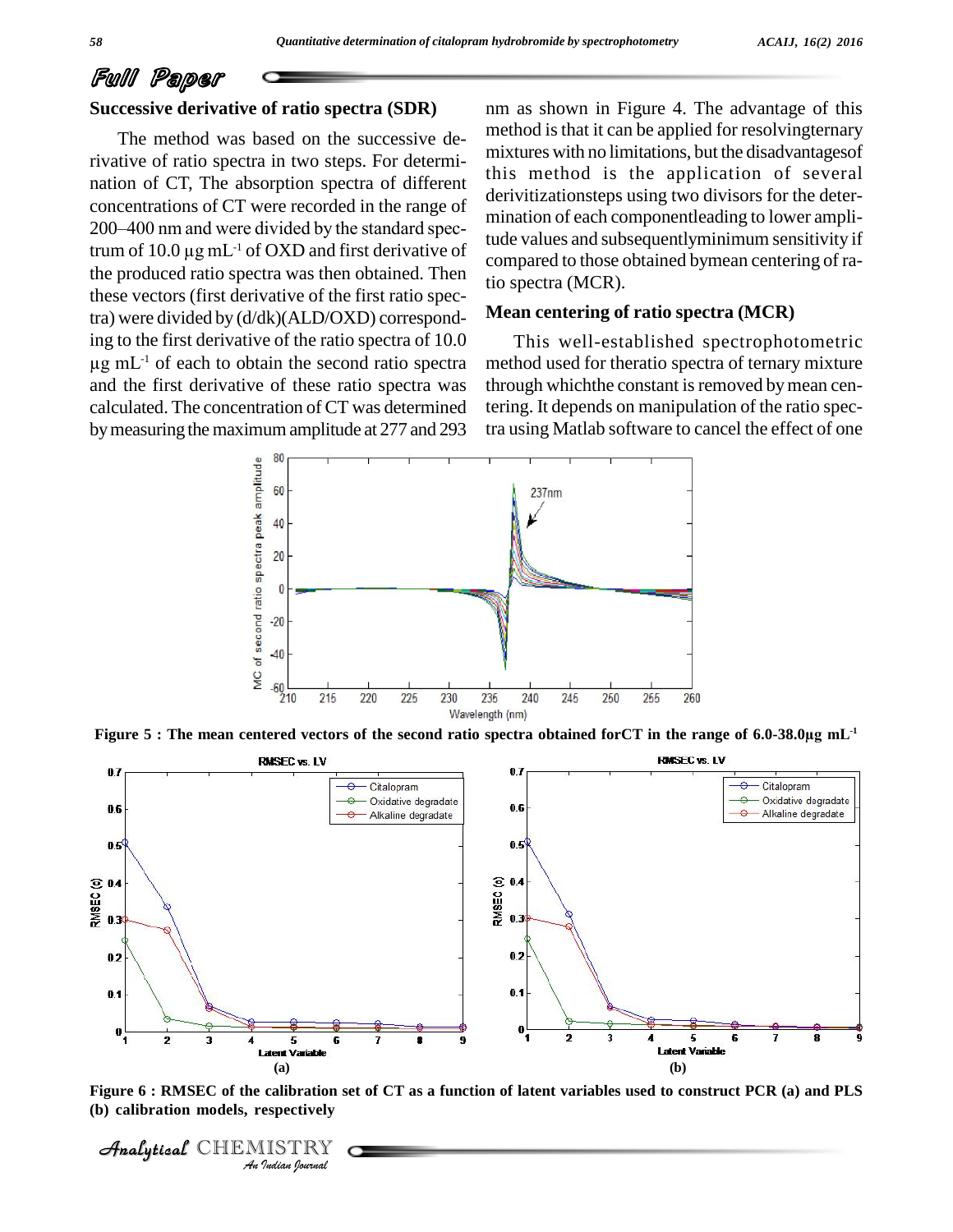### Successive derivative of ratio spectra (SDR)

The method was based on the successive derivative of ratio spectra in two steps. For determination of CT, The absorption spectra of different concentrations of CT were recorded in the range of 200–400 nm and were divided by the standard spectrum of 10.0 μg mL$^{-1}$ of OXD and first derivative of the produced ratio spectra was then obtained. Then these vectors (first derivative of the first ratio spectra) were divided by (d/dk)(ALD/OXD) corresponding to the first derivative of the ratio spectra of 10.0 μg mL$^{-1}$ of each to obtain the second ratio spectra and the first derivative of these ratio spectra was calculated. The concentration of CT was determined by measuring the maximum amplitude at 277 and 293 nm as shown in Figure 4. The advantage of this method is that it can be applied for resolvingternary mixtures with no limitations, but the disadvantagesof this method is the application of several derivitizationsteps using two divisors for the determination of each componentleading to lower amplitude values and subsequentlyminimum sensitivity if compared to those obtained bymean centering of ratio spectra (MCR).

### Mean centering of ratio spectra (MCR)

This well-established spectrophotometric method used for theratio spectra of ternary mixture through whichthe constant is removed by mean centering. It depends on manipulation of the ratio spectra using Matlab software to cancel the effect of one

**Figure 5 : The mean centered vectors of the second ratio spectra obtained forCT in the range of 6.0-38.0μg mL$^{-1}$**

**Figure 6 : RMSEC of the calibration set of CT as a function of latent variables used to construct PCR (a) and PLS (b) calibration models, respectively**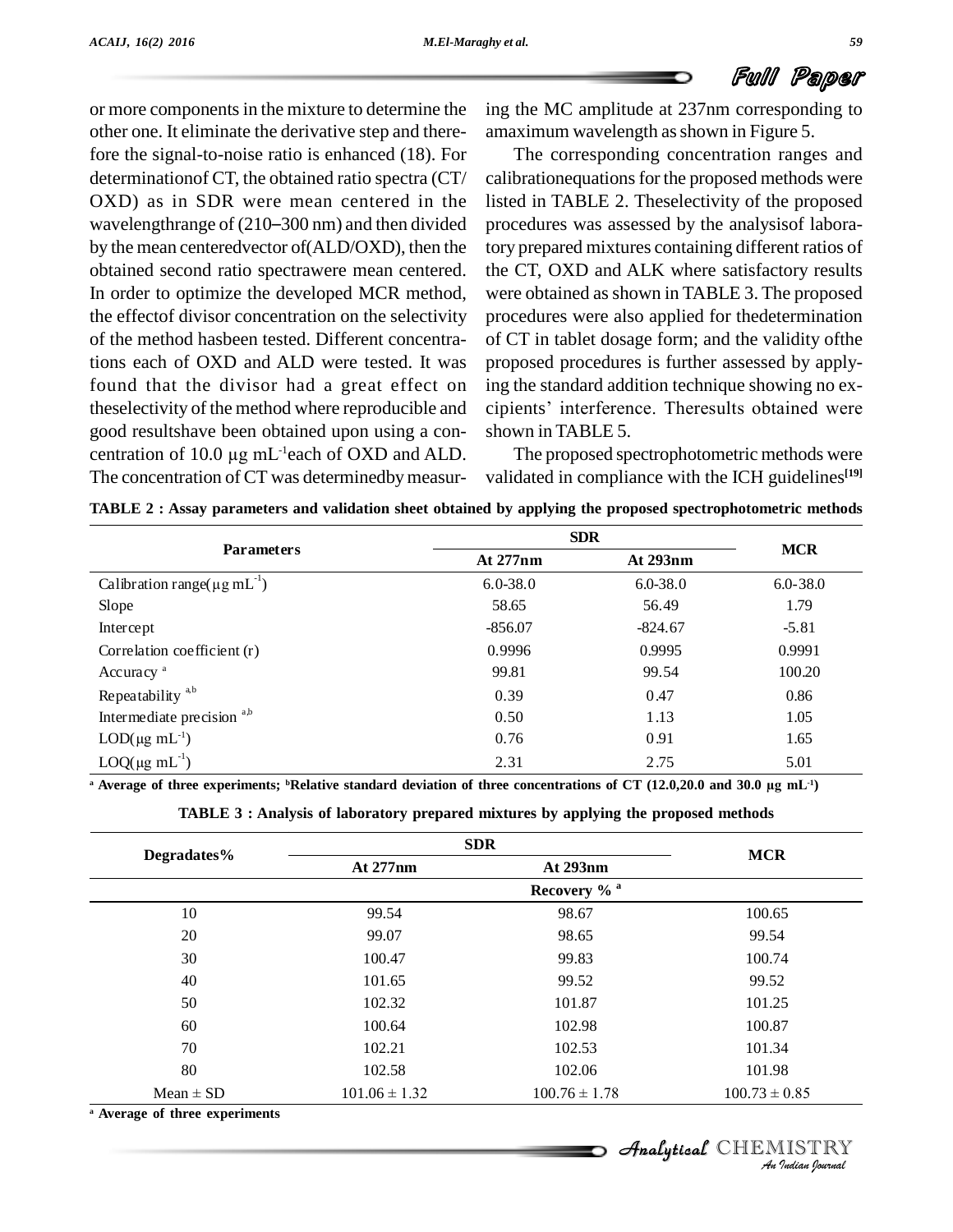or more components in the mixture to determine the other one. It eliminate the derivative step and therefore the signal-to-noise ratio is enhanced (18). For determinationof CT, the obtained ratio spectra (CT/OXD) as in SDR were mean centered in the wavelengthrange of (210–300 nm) and then divided by the mean centeredvector of(ALD/OXD), then the obtained second ratio spectrawere mean centered. In order to optimize the developed MCR method, the effectof divisor concentration on the selectivity of the method hasbeen tested. Different concentrations each of OXD and ALD were tested. It was found that the divisor had a great effect on theselectivity of the method where reproducible and good resultshave been obtained upon using a concentration of 10.0 µg $mL^{-1}$each of OXD and ALD. The concentration of CT was determinedby measuring the MC amplitude at 237nm corresponding to amaximum wavelength as shown in Figure 5.

The corresponding concentration ranges and calibrationequations for the proposed methods were listed in TABLE 2. Theselectivity of the proposed procedures was assessed by the analysisof laboratory prepared mixtures containing different ratios of the CT, OXD and ALK where satisfactory results were obtained as shown in TABLE 3. The proposed procedures were also applied for thedetermination of CT in tablet dosage form; and the validity ofthe proposed procedures is further assessed by applying the standard addition technique showing no excipients' interference. Theresults obtained were shown in TABLE 5.

The proposed spectrophotometric methods were validated in compliance with the ICH guidelines[19]

**TABLE 2 : Assay parameters and validation sheet obtained by applying the proposed spectrophotometric methods**

| Parameters | SDR | | MCR |
|---|---|---|---|
| | At 277nm | At 293nm | |
| Calibration range(µg $mL^{-1}$) | 6.0-38.0 | 6.0-38.0 | 6.0-38.0 |
| Slope | 58.65 | 56.49 | 1.79 |
| Intercept | -856.07 | -824.67 | -5.81 |
| Correlation coefficient (r) | 0.9996 | 0.9995 | 0.9991 |
| Accuracy [a] | 99.81 | 99.54 | 100.20 |
| Repeatability [a,b] | 0.39 | 0.47 | 0.86 |
| Intermediate precision [a,b] | 0.50 | 1.13 | 1.05 |
| LOD(µg $mL^{-1}$) | 0.76 | 0.91 | 1.65 |
| LOQ(µg $mL^{-1}$) | 2.31 | 2.75 | 5.01 |

[a] Average of three experiments; [b]Relative standard deviation of three concentrations of CT (12.0,20.0 and 30.0 µg $mL^{-1}$)

**TABLE 3 : Analysis of laboratory prepared mixtures by applying the proposed methods**

| Degradates% | SDR | | MCR |
|---|---|---|---|
| | At 277nm | At 293nm | |
| | Recovery % [a] | | |
| 10 | 99.54 | 98.67 | 100.65 |
| 20 | 99.07 | 98.65 | 99.54 |
| 30 | 100.47 | 99.83 | 100.74 |
| 40 | 101.65 | 99.52 | 99.52 |
| 50 | 102.32 | 101.87 | 101.25 |
| 60 | 100.64 | 102.98 | 100.87 |
| 70 | 102.21 | 102.53 | 101.34 |
| 80 | 102.58 | 102.06 | 101.98 |
| Mean ± SD | 101.06 ± 1.32 | 100.76 ± 1.78 | 100.73 ± 0.85 |

[a] Average of three experiments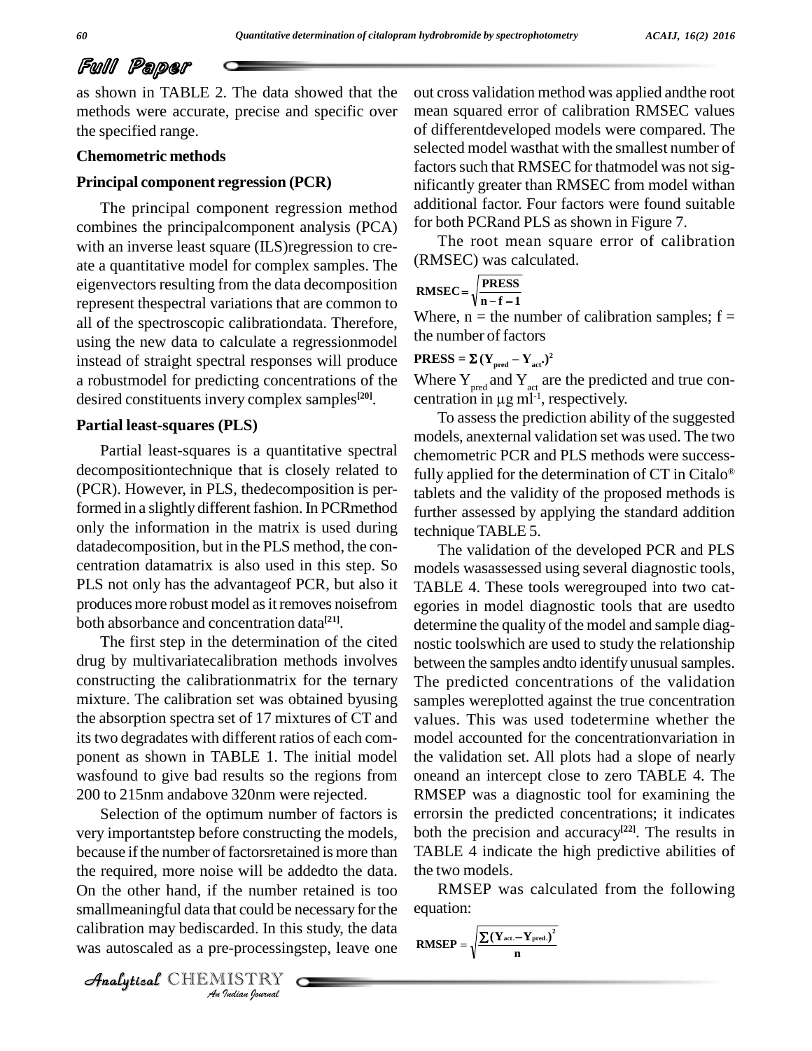as shown in TABLE 2. The data showed that the methods were accurate, precise and specific over the specified range.

## Chemometric methods

### Principal component regression (PCR)

The principal component regression method combines the principalcomponent analysis (PCA) with an inverse least square (ILS)regression to create a quantitative model for complex samples. The eigenvectors resulting from the data decomposition represent thespectral variations that are common to all of the spectroscopic calibrationdata. Therefore, using the new data to calculate a regressionmodel instead of straight spectral responses will produce a robustmodel for predicting concentrations of the desired constituents invery complex samples[20].

### Partial least-squares (PLS)

Partial least-squares is a quantitative spectral decompositiontechnique that is closely related to (PCR). However, in PLS, thedecomposition is performed in a slightly different fashion. In PCRmethod only the information in the matrix is used during datadecomposition, but in the PLS method, the concentration datamatrix is also used in this step. So PLS not only has the advantageof PCR, but also it produces more robust model as it removes noisefrom both absorbance and concentration data[21].

The first step in the determination of the cited drug by multivariatecalibration methods involves constructing the calibrationmatrix for the ternary mixture. The calibration set was obtained byusing the absorption spectra set of 17 mixtures of CT and its two degradates with different ratios of each component as shown in TABLE 1. The initial model wasfound to give bad results so the regions from 200 to 215nm andabove 320nm were rejected.

Selection of the optimum number of factors is very importantstep before constructing the models, because if the number of factorsretained is more than the required, more noise will be addedto the data. On the other hand, if the number retained is too smallmeaningful data that could be necessary for the calibration may bediscarded. In this study, the data was autoscaled as a pre-processingstep, leave one out cross validation method was applied andthe root mean squared error of calibration RMSEC values of differentdeveloped models were compared. The selected model wasthat with the smallest number of factors such that RMSEC for thatmodel was not significantly greater than RMSEC from model withan additional factor. Four factors were found suitable for both PCRand PLS as shown in Figure 7.

The root mean square error of calibration (RMSEC) was calculated.

$$\mathbf{RMSEC} = \sqrt{\frac{\mathbf{PRESS}}{\mathbf{n - f - 1}}}$$

Where, n = the number of calibration samples; f = the number of factors

$$\mathbf{PRESS} = \mathbf{\Sigma\,(Y_{pred} - Y_{act.})^2}$$

Where $Y_{pred}$ and $Y_{act}$ are the predicted and true concentration in µg ml$^{-1}$, respectively.

To assess the prediction ability of the suggested models, anexternal validation set was used. The two chemometric PCR and PLS methods were successfully applied for the determination of CT in Citalo® tablets and the validity of the proposed methods is further assessed by applying the standard addition technique TABLE 5.

The validation of the developed PCR and PLS models wasassessed using several diagnostic tools, TABLE 4. These tools weregrouped into two categories in model diagnostic tools that are usedto determine the quality of the model and sample diagnostic toolswhich are used to study the relationship between the samples andto identify unusual samples. The predicted concentrations of the validation samples wereplotted against the true concentration values. This was used todetermine whether the model accounted for the concentrationvariation in the validation set. All plots had a slope of nearly oneand an intercept close to zero TABLE 4. The RMSEP was a diagnostic tool for examining the errorsin the predicted concentrations; it indicates both the precision and accuracy[22]. The results in TABLE 4 indicate the high predictive abilities of the two models.

RMSEP was calculated from the following equation:

$$\mathbf{RMSEP} = \sqrt{\frac{\sum (\mathbf{Y_{act.}} - \mathbf{Y_{pred.}})^2}{\mathbf{n}}}$$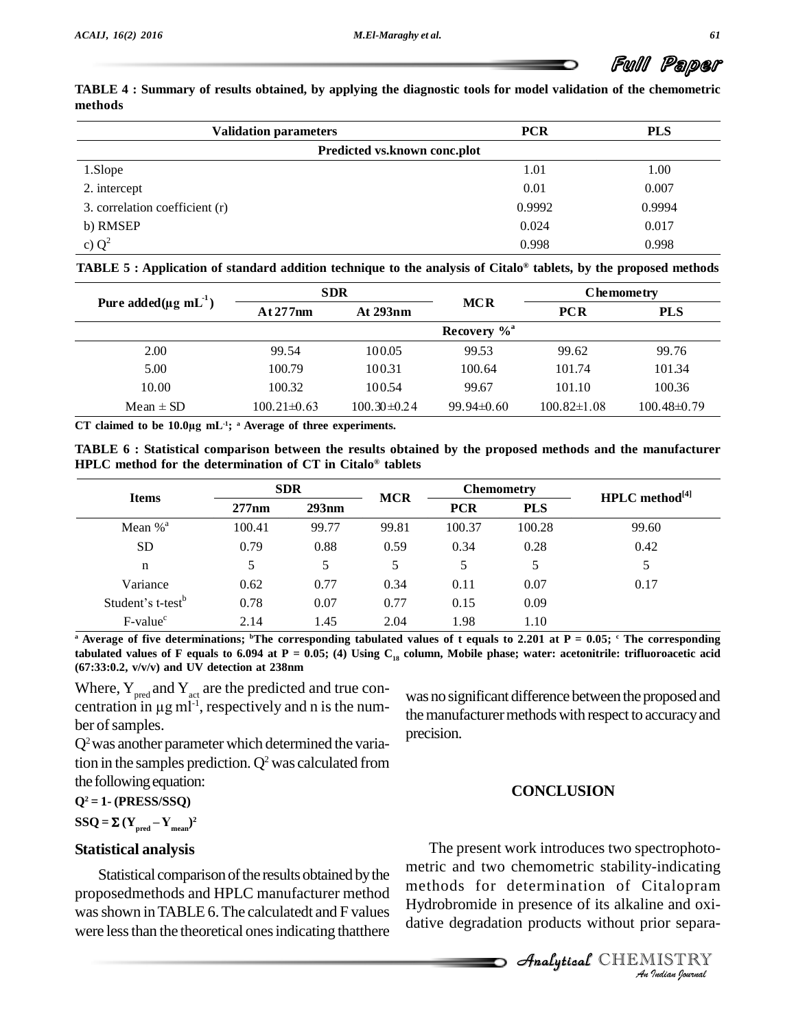**TABLE 4 : Summary of results obtained, by applying the diagnostic tools for model validation of the chemometric methods**

| Validation parameters | PCR | PLS |
|---|---|---|
| **Predicted vs.known conc.plot** | | |
| 1.Slope | 1.01 | 1.00 |
| 2. intercept | 0.01 | 0.007 |
| 3. correlation coefficient (r) | 0.9992 | 0.9994 |
| b) RMSEP | 0.024 | 0.017 |
| c) $Q^2$ | 0.998 | 0.998 |

**TABLE 5 : Application of standard addition technique to the analysis of Citalo® tablets, by the proposed methods**

| Pure added(µg mL$^{-1}$) | SDR | | MCR | Chemometry | |
|---|---|---|---|---|---|
| | At 277nm | At 293nm | | PCR | PLS |
| | | | Recovery %[a] | | |
| 2.00 | 99.54 | 100.05 | 99.53 | 99.62 | 99.76 |
| 5.00 | 100.79 | 100.31 | 100.64 | 101.74 | 101.34 |
| 10.00 | 100.32 | 100.54 | 99.67 | 101.10 | 100.36 |
| Mean ± SD | 100.21±0.63 | 100.30±0.24 | 99.94±0.60 | 100.82±1.08 | 100.48±0.79 |

**CT claimed to be 10.0µg mL$^{-1}$; [a] Average of three experiments.**

**TABLE 6 : Statistical comparison between the results obtained by the proposed methods and the manufacturer HPLC method for the determination of CT in Citalo® tablets**

| Items | SDR | | MCR | Chemometry | | HPLC method[4] |
|---|---|---|---|---|---|---|
| | 277nm | 293nm | | PCR | PLS | |
| Mean %[a] | 100.41 | 99.77 | 99.81 | 100.37 | 100.28 | 99.60 |
| SD | 0.79 | 0.88 | 0.59 | 0.34 | 0.28 | 0.42 |
| n | 5 | 5 | 5 | 5 | 5 | 5 |
| Variance | 0.62 | 0.77 | 0.34 | 0.11 | 0.07 | 0.17 |
| Student's t-test[b] | 0.78 | 0.07 | 0.77 | 0.15 | 0.09 | |
| F-value[c] | 2.14 | 1.45 | 2.04 | 1.98 | 1.10 | |

**[a] Average of five determinations; [b]The corresponding tabulated values of t equals to 2.201 at P = 0.05; [c] The corresponding tabulated values of F equals to 6.094 at P = 0.05; (4) Using $C_{18}$ column, Mobile phase; water: acetonitrile: trifluoroacetic acid (67:33:0.2, v/v/v) and UV detection at 238nm**

Where, $Y_{pred}$ and $Y_{act}$ are the predicted and true concentration in µg ml$^{-1}$, respectively and n is the number of samples.

$Q^2$ was another parameter which determined the variation in the samples prediction. $Q^2$ was calculated from the following equation:

$$Q^2 = 1- (PRESS/SSQ)$$

$$SSQ = \Sigma (Y_{pred} - Y_{mean})^2$$

## Statistical analysis

Statistical comparison of the results obtained by the proposedmethods and HPLC manufacturer method was shown in TABLE 6. The calculatedt and F values were less than the theoretical ones indicating thatthere was no significant difference between the proposed and the manufacturer methods with respect to accuracy and precision.

## CONCLUSION

The present work introduces two spectrophotometric and two chemometric stability-indicating methods for determination of Citalopram Hydrobromide in presence of its alkaline and oxidative degradation products without prior separa-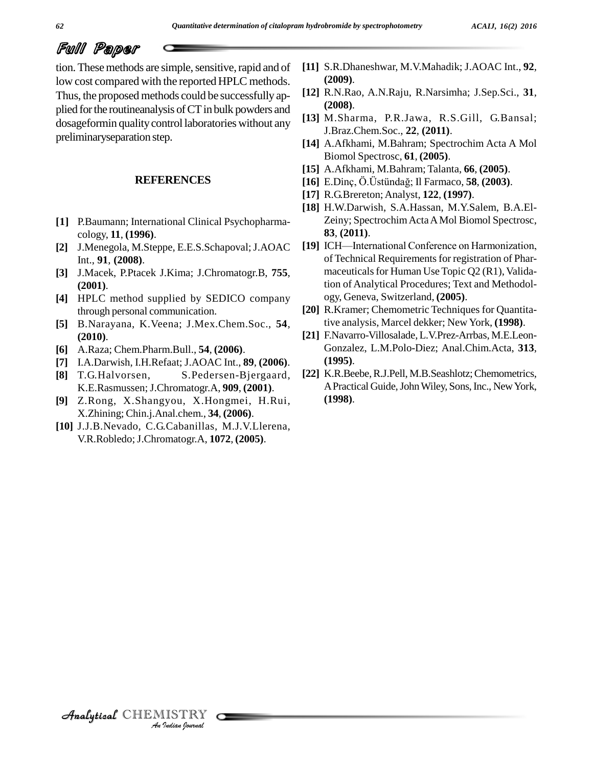tion. These methods are simple, sensitive, rapid and of low cost compared with the reported HPLC methods. Thus, the proposed methods could be successfully applied for the routineanalysis of CT in bulk powders and dosageformin quality control laboratories without any preliminaryseparation step.

## REFERENCES

**[1]** P.Baumann; International Clinical Psychopharmacology, **11**, **(1996)**.

**[2]** J.Menegola, M.Steppe, E.E.S.Schapoval; J.AOAC Int., **91**, **(2008)**.

**[3]** J.Macek, P.Ptacek J.Kima; J.Chromatogr.B, **755**, **(2001)**.

**[4]** HPLC method supplied by SEDICO company through personal communication.

**[5]** B.Narayana, K.Veena; J.Mex.Chem.Soc., **54**, **(2010)**.

**[6]** A.Raza; Chem.Pharm.Bull., **54**, **(2006)**.

**[7]** I.A.Darwish, I.H.Refaat; J.AOAC Int., **89**, **(2006)**.

**[8]** T.G.Halvorsen, S.Pedersen-Bjergaard, K.E.Rasmussen; J.Chromatogr.A, **909**, **(2001)**.

**[9]** Z.Rong, X.Shangyou, X.Hongmei, H.Rui, X.Zhining; Chin.j.Anal.chem., **34**, **(2006)**.

**[10]** J.J.B.Nevado, C.G.Cabanillas, M.J.V.Llerena, V.R.Robledo; J.Chromatogr.A, **1072**, **(2005)**.

**[11]** S.R.Dhaneshwar, M.V.Mahadik; J.AOAC Int., **92**, **(2009)**.

**[12]** R.N.Rao, A.N.Raju, R.Narsimha; J.Sep.Sci., **31**, **(2008)**.

**[13]** M.Sharma, P.R.Jawa, R.S.Gill, G.Bansal; J.Braz.Chem.Soc., **22**, **(2011)**.

**[14]** A.Afkhami, M.Bahram; Spectrochim Acta A Mol Biomol Spectrosc, **61**, **(2005)**.

**[15]** A.Afkhami, M.Bahram; Talanta, **66**, **(2005)**.

**[16]** E.Dinç, Ö.Üstündağ; Il Farmaco, **58**, **(2003)**.

**[17]** R.G.Brereton; Analyst, **122**, **(1997)**.

**[18]** H.W.Darwish, S.A.Hassan, M.Y.Salem, B.A.El-Zeiny; Spectrochim Acta A Mol Biomol Spectrosc, **83**, **(2011)**.

**[19]** ICH—International Conference on Harmonization, of Technical Requirements for registration of Pharmaceuticals for Human Use Topic Q2 (R1), Validation of Analytical Procedures; Text and Methodology, Geneva, Switzerland, **(2005)**.

**[20]** R.Kramer; Chemometric Techniques for Quantitative analysis, Marcel dekker; New York, **(1998)**.

**[21]** F.Navarro-Villosalade, L.V.Prez-Arrbas, M.E.Leon-Gonzalez, L.M.Polo-Diez; Anal.Chim.Acta, **313**, **(1995)**.

**[22]** K.R.Beebe, R.J.Pell, M.B.Seashlotz; Chemometrics, A Practical Guide, John Wiley, Sons, Inc., New York, **(1998)**.